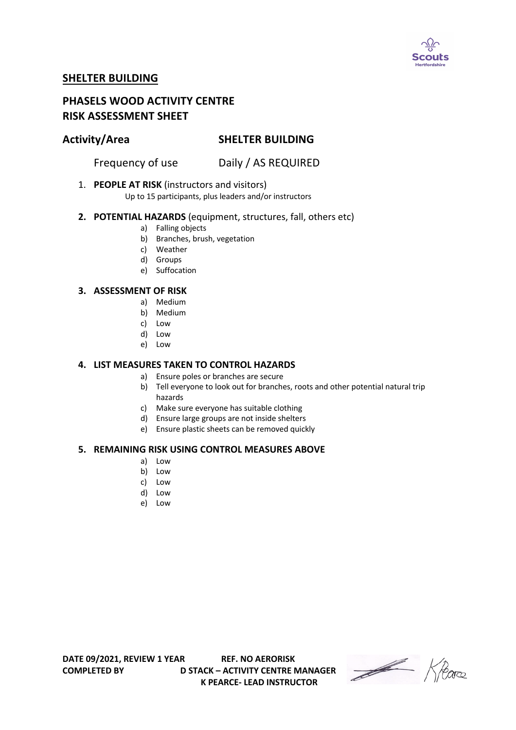# SHELTER BUILDING

## PHASELS WOOD ACTIVITY CENTRE
## RISK ASSESSMENT SHEET

**Activity/Area** **SHELTER BUILDING**

Frequency of use Daily / AS REQUIRED

1. **PEOPLE AT RISK** (instructors and visitors)
   Up to 15 participants, plus leaders and/or instructors

2. **POTENTIAL HAZARDS** (equipment, structures, fall, others etc)
   a) Falling objects
   b) Branches, brush, vegetation
   c) Weather
   d) Groups
   e) Suffocation

3. **ASSESSMENT OF RISK**
   a) Medium
   b) Medium
   c) Low
   d) Low
   e) Low

4. **LIST MEASURES TAKEN TO CONTROL HAZARDS**
   a) Ensure poles or branches are secure
   b) Tell everyone to look out for branches, roots and other potential natural trip hazards
   c) Make sure everyone has suitable clothing
   d) Ensure large groups are not inside shelters
   e) Ensure plastic sheets can be removed quickly

5. **REMAINING RISK USING CONTROL MEASURES ABOVE**
   a) Low
   b) Low
   c) Low
   d) Low
   e) Low

**DATE 09/2021, REVIEW 1 YEAR** **REF. NO AERORISK**
**COMPLETED BY** **D STACK – ACTIVITY CENTRE MANAGER**
**K PEARCE- LEAD INSTRUCTOR**

K Pearce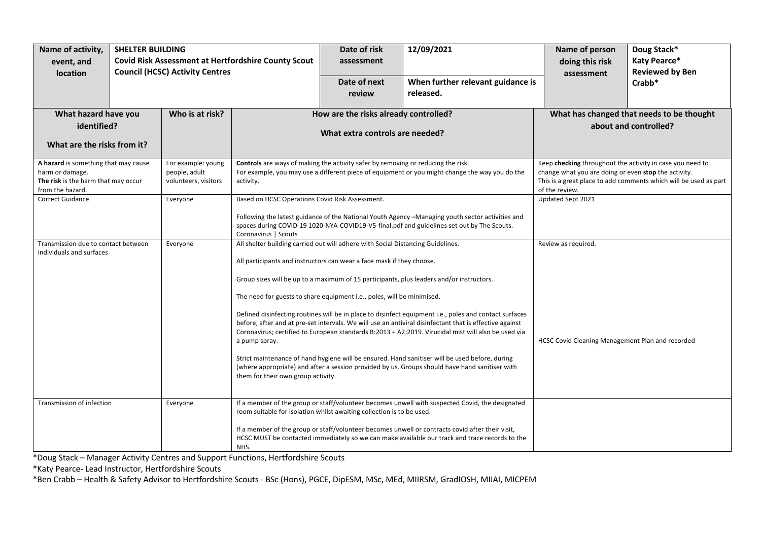| Name of activity, event, and location | SHELTER BUILDING<br>Covid Risk Assessment at Hertfordshire County Scout Council (HCSC) Activity Centres | Date of risk assessment | 12/09/2021 | Name of person doing this risk assessment | Doug Stack*<br>Katy Pearce*<br>Reviewed by Ben Crabb* |
|---|---|---|---|---|---|
| | | Date of next review | When further relevant guidance is released. | | |

| What hazard have you identified?<br><br>What are the risks from it? | Who is at risk? | How are the risks already controlled?<br><br>What extra controls are needed? | What has changed that needs to be thought about and controlled? |
|---|---|---|---|
| **A hazard** is something that may cause harm or damage.<br>**The risk** is the harm that may occur from the hazard. | For example: young people, adult volunteers, visitors | **Controls** are ways of making the activity safer by removing or reducing the risk.<br>For example, you may use a different piece of equipment or you might change the way you do the activity. | Keep **checking** throughout the activity in case you need to change what you are doing or even **stop** the activity.<br>This is a great place to add comments which will be used as part of the review. |
| Correct Guidance | Everyone | Based on HCSC Operations Covid Risk Assessment.<br><br>Following the latest guidance of the National Youth Agency –Managing youth sector activities and spaces during COVID-19 1020-NYA-COVID19-V5-final.pdf and guidelines set out by The Scouts. Coronavirus \| Scouts | Updated Sept 2021 |
| Transmission due to contact between individuals and surfaces | Everyone | All shelter building carried out will adhere with Social Distancing Guidelines.<br><br>All participants and instructors can wear a face mask if they choose.<br><br>Group sizes will be up to a maximum of 15 participants, plus leaders and/or instructors.<br><br>The need for guests to share equipment i.e., poles, will be minimised.<br><br>Defined disinfecting routines will be in place to disinfect equipment i.e., poles and contact surfaces before, after and at pre-set intervals. We will use an antiviral disinfectant that is effective against Coronavirus; certified to European standards B:2013 + A2:2019. Virucidal mist will also be used via a pump spray.<br><br>Strict maintenance of hand hygiene will be ensured. Hand sanitiser will be used before, during (where appropriate) and after a session provided by us. Groups should have hand sanitiser with them for their own group activity. | Review as required.<br><br>HCSC Covid Cleaning Management Plan and recorded |
| Transmission of infection | Everyone | If a member of the group or staff/volunteer becomes unwell with suspected Covid, the designated room suitable for isolation whilst awaiting collection is to be used.<br><br>If a member of the group or staff/volunteer becomes unwell or contracts covid after their visit, HCSC MUST be contacted immediately so we can make available our track and trace records to the NHS. | |

*Doug Stack – Manager Activity Centres and Support Functions, Hertfordshire Scouts

*Katy Pearce- Lead Instructor, Hertfordshire Scouts

*Ben Crabb – Health & Safety Advisor to Hertfordshire Scouts - BSc (Hons), PGCE, DipESM, MSc, MEd, MIIRSM, GradIOSH, MIIAI, MICPEM